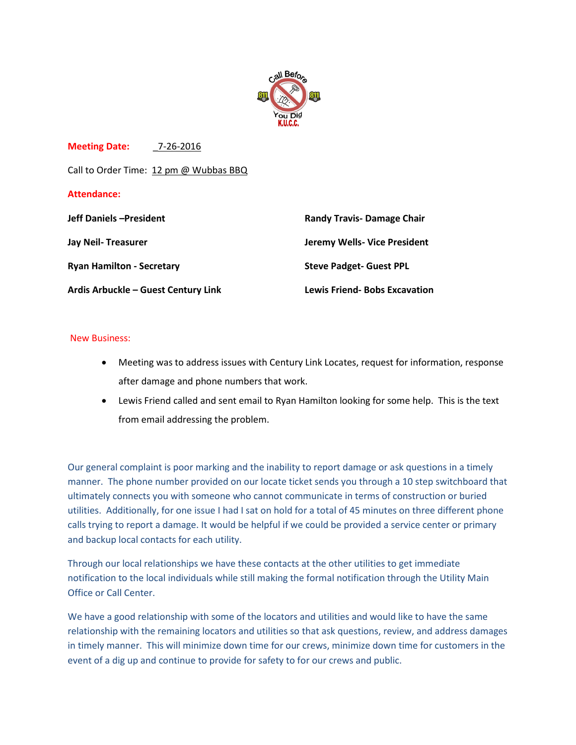**Meeting Date:** 7-26-2016

Call to Order Time: 12 pm @ Wubbas BBQ

**Attendance:**

**Jeff Daniels –President**

**Randy Travis- Damage Chair**

**Jay Neil- Treasurer**

**Jeremy Wells- Vice President**

**Ryan Hamilton - Secretary**

**Steve Padget- Guest PPL**

**Ardis Arbuckle – Guest Century Link**

**Lewis Friend- Bobs Excavation**

New Business:

- Meeting was to address issues with Century Link Locates, request for information, response after damage and phone numbers that work.
- Lewis Friend called and sent email to Ryan Hamilton looking for some help. This is the text from email addressing the problem.

Our general complaint is poor marking and the inability to report damage or ask questions in a timely manner. The phone number provided on our locate ticket sends you through a 10 step switchboard that ultimately connects you with someone who cannot communicate in terms of construction or buried utilities. Additionally, for one issue I had I sat on hold for a total of 45 minutes on three different phone calls trying to report a damage. It would be helpful if we could be provided a service center or primary and backup local contacts for each utility.

Through our local relationships we have these contacts at the other utilities to get immediate notification to the local individuals while still making the formal notification through the Utility Main Office or Call Center.

We have a good relationship with some of the locators and utilities and would like to have the same relationship with the remaining locators and utilities so that ask questions, review, and address damages in timely manner. This will minimize down time for our crews, minimize down time for customers in the event of a dig up and continue to provide for safety to for our crews and public.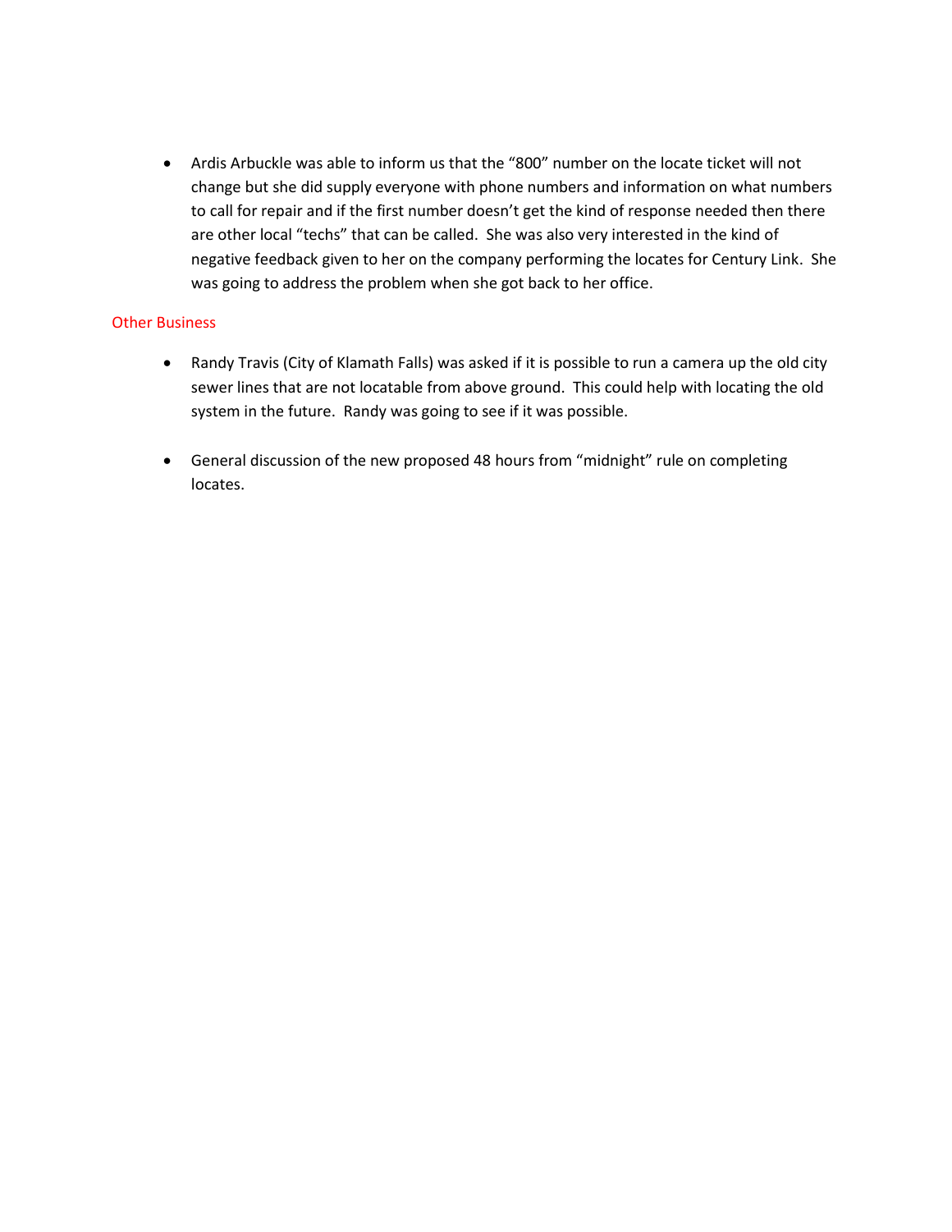- Ardis Arbuckle was able to inform us that the "800" number on the locate ticket will not change but she did supply everyone with phone numbers and information on what numbers to call for repair and if the first number doesn't get the kind of response needed then there are other local "techs" that can be called. She was also very interested in the kind of negative feedback given to her on the company performing the locates for Century Link. She was going to address the problem when she got back to her office.

## Other Business

- Randy Travis (City of Klamath Falls) was asked if it is possible to run a camera up the old city sewer lines that are not locatable from above ground. This could help with locating the old system in the future. Randy was going to see if it was possible.

- General discussion of the new proposed 48 hours from "midnight" rule on completing locates.